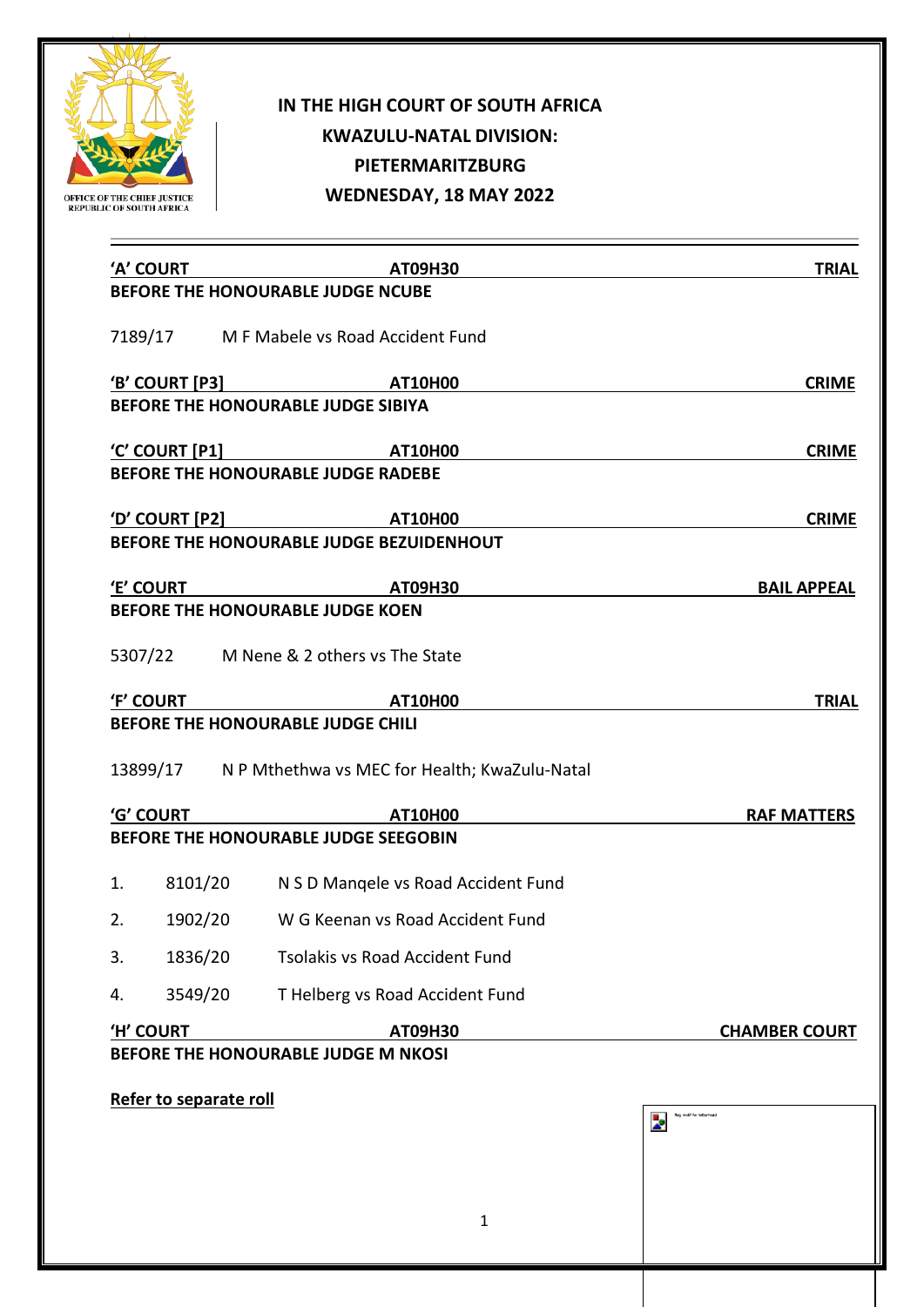OFFICE OF THE CHIEF JUSTICE
REPUBLIC OF SOUTH AFRICA

# IN THE HIGH COURT OF SOUTH AFRICA
## KWAZULU-NATAL DIVISION: PIETERMARITZBURG
## WEDNESDAY, 18 MAY 2022

---

**'A' COURT — AT09H30 — TRIAL**

**BEFORE THE HONOURABLE JUDGE NCUBE**

7189/17 M F Mabele vs Road Accident Fund

**'B' COURT [P3] — AT10H00 — CRIME**

**BEFORE THE HONOURABLE JUDGE SIBIYA**

**'C' COURT [P1] — AT10H00 — CRIME**

**BEFORE THE HONOURABLE JUDGE RADEBE**

**'D' COURT [P2] — AT10H00 — CRIME**

**BEFORE THE HONOURABLE JUDGE BEZUIDENHOUT**

**'E' COURT — AT09H30 — BAIL APPEAL**

**BEFORE THE HONOURABLE JUDGE KOEN**

5307/22 M Nene & 2 others vs The State

**'F' COURT — AT10H00 — TRIAL**

**BEFORE THE HONOURABLE JUDGE CHILI**

13899/17 N P Mthethwa vs MEC for Health; KwaZulu-Natal

**'G' COURT — AT10H00 — RAF MATTERS**

**BEFORE THE HONOURABLE JUDGE SEEGOBIN**

1. 8101/20 N S D Manqele vs Road Accident Fund
2. 1902/20 W G Keenan vs Road Accident Fund
3. 1836/20 Tsolakis vs Road Accident Fund
4. 3549/20 T Helberg vs Road Accident Fund

**'H' COURT — AT09H30 — CHAMBER COURT**

**BEFORE THE HONOURABLE JUDGE M NKOSI**

**Refer to separate roll**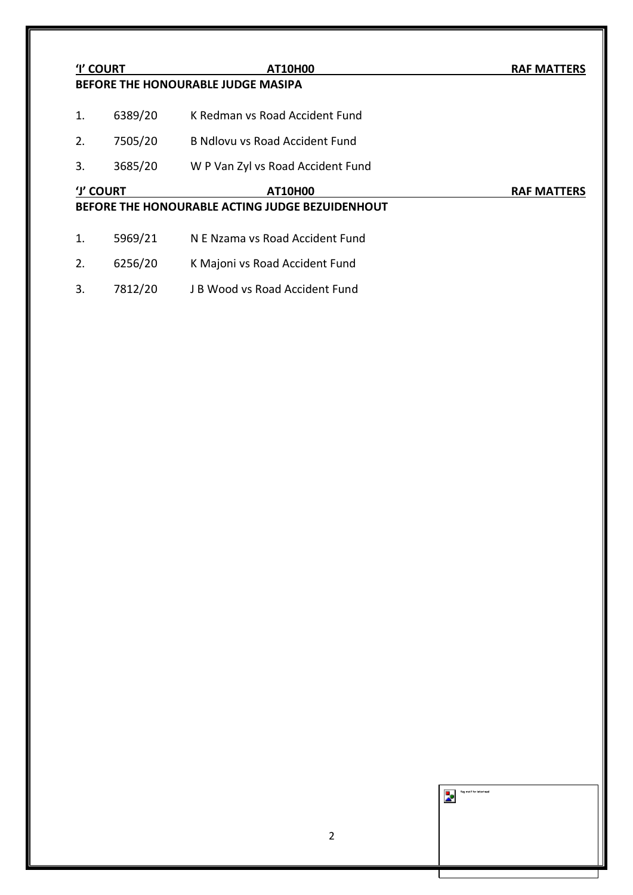**'I' COURT** **AT10H00** **RAF MATTERS**

**BEFORE THE HONOURABLE JUDGE MASIPA**

| | | |
|---|---|---|
| 1. | 6389/20 | K Redman vs Road Accident Fund |
| 2. | 7505/20 | B Ndlovu vs Road Accident Fund |
| 3. | 3685/20 | W P Van Zyl vs Road Accident Fund |

**'J' COURT** **AT10H00** **RAF MATTERS**

**BEFORE THE HONOURABLE ACTING JUDGE BEZUIDENHOUT**

| | | |
|---|---|---|
| 1. | 5969/21 | N E Nzama vs Road Accident Fund |
| 2. | 6256/20 | K Majoni vs Road Accident Fund |
| 3. | 7812/20 | J B Wood vs Road Accident Fund |